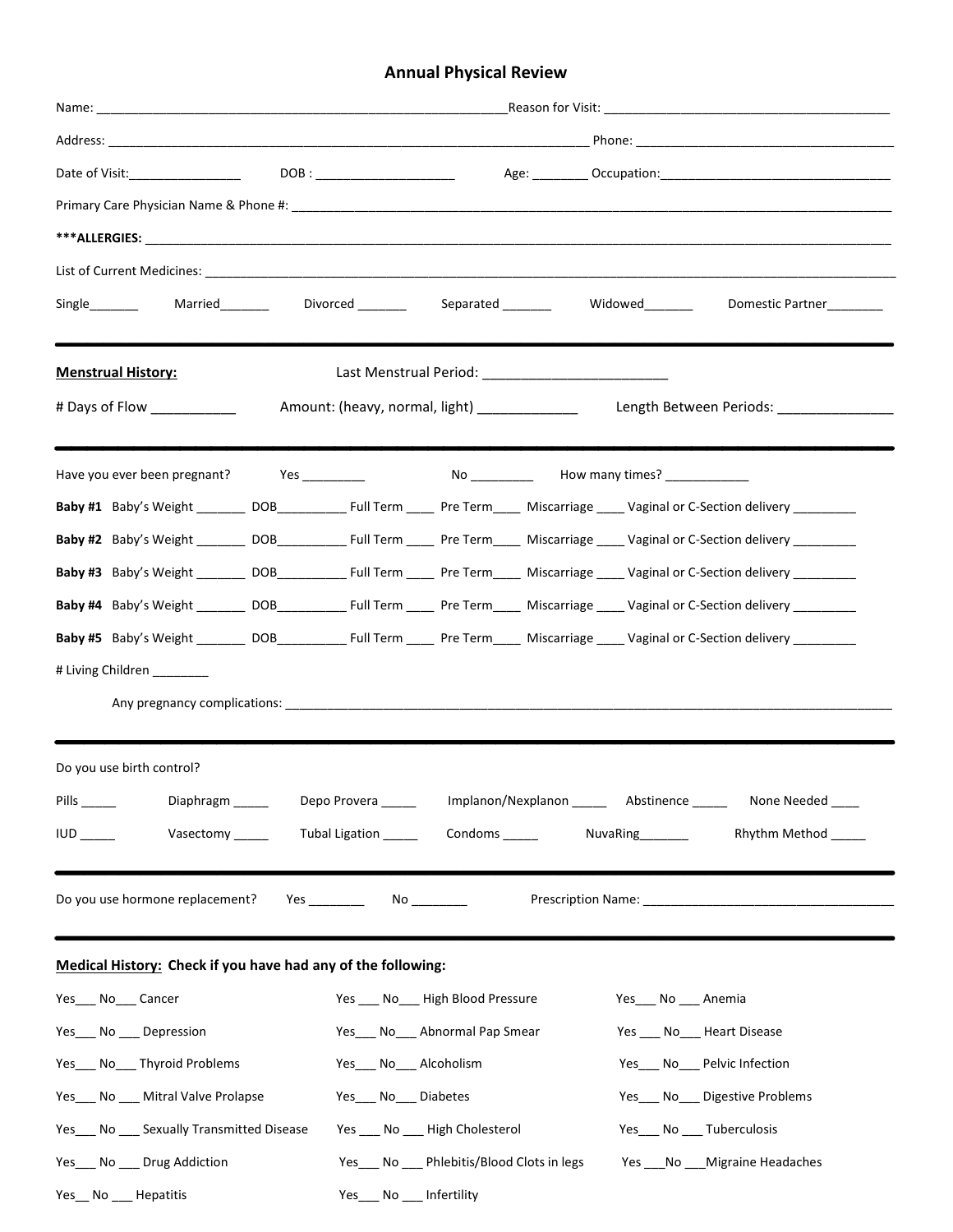# Annual Physical Review

Name: ____________________________________________________________Reason for Visit: __________________________________________

Address: ________________________________________________________________________ Phone: _____________________________________

Date of Visit:________________ DOB : ____________________ Age: ________ Occupation:_________________________________

Primary Care Physician Name & Phone #: ____________________________________________________________________________________

**\*\*\*ALLERGIES:** ____________________________________________________________________________________________________

List of Current Medicines: ___________________________________________________________________________________________

Single_______ Married_______ Divorced _______ Separated _______ Widowed_______ Domestic Partner________

---

**Menstrual History:** Last Menstrual Period: ________________________

# Days of Flow ___________ Amount: (heavy, normal, light) _____________ Length Between Periods: _______________

---

Have you ever been pregnant? Yes _________ No _________ How many times? ____________

**Baby #1** Baby's Weight _______ DOB__________ Full Term ____ Pre Term____ Miscarriage ____ Vaginal or C-Section delivery _________

**Baby #2** Baby's Weight _______ DOB__________ Full Term ____ Pre Term____ Miscarriage ____ Vaginal or C-Section delivery _________

**Baby #3** Baby's Weight _______ DOB__________ Full Term ____ Pre Term____ Miscarriage ____ Vaginal or C-Section delivery _________

**Baby #4** Baby's Weight _______ DOB__________ Full Term ____ Pre Term____ Miscarriage ____ Vaginal or C-Section delivery _________

**Baby #5** Baby's Weight _______ DOB__________ Full Term ____ Pre Term____ Miscarriage ____ Vaginal or C-Section delivery _________

# Living Children ________

Any pregnancy complications: ___________________________________________________________________________________

---

Do you use birth control?

Pills _____ Diaphragm _____ Depo Provera _____ Implanon/Nexplanon _____ Abstinence _____ None Needed ____

IUD _____ Vasectomy _____ Tubal Ligation _____ Condoms _____ NuvaRing_______ Rhythm Method _____

---

Do you use hormone replacement? Yes ________ No ________ Prescription Name: ___________________________________

---

**Medical History: Check if you have had any of the following:**

Yes___ No___ Cancer

Yes ___ No___ High Blood Pressure

Yes___ No ___ Anemia

Yes___ No ___ Depression

Yes___ No___ Abnormal Pap Smear

Yes ___ No___ Heart Disease

Yes___ No___ Thyroid Problems

Yes___ No___ Alcoholism

Yes___ No___ Pelvic Infection

Yes___ No ___ Mitral Valve Prolapse

Yes___ No___ Diabetes

Yes___ No___ Digestive Problems

Yes___ No ___ Sexually Transmitted Disease

Yes ___ No ___ High Cholesterol

Yes___ No ___ Tuberculosis

Yes___ No ___ Drug Addiction

Yes___ No ___ Phlebitis/Blood Clots in legs

Yes ___No ___Migraine Headaches

Yes__ No ___ Hepatitis

Yes___ No ___ Infertility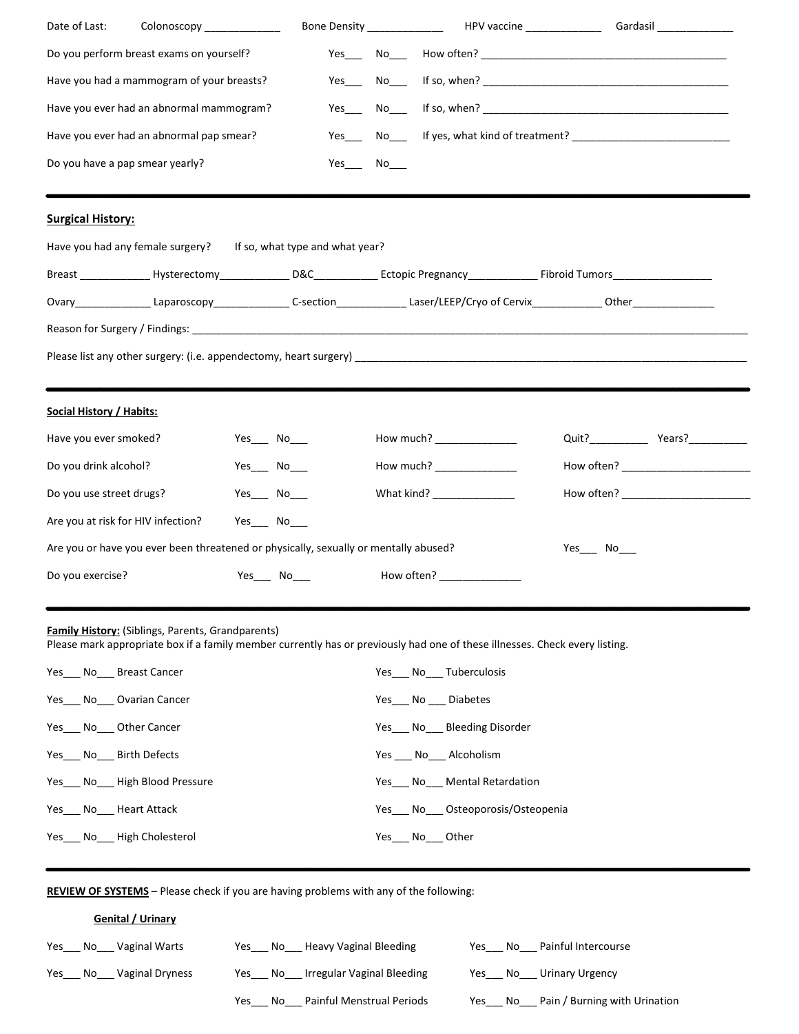Date of Last: Colonoscopy _____________ Bone Density _____________ HPV vaccine _____________ Gardasil _____________

Do you perform breast exams on yourself? Yes___ No___ How often? _____________________________________________

Have you had a mammogram of your breasts? Yes___ No___ If so, when? _____________________________________________

Have you ever had an abnormal mammogram? Yes___ No___ If so, when? _____________________________________________

Have you ever had an abnormal pap smear? Yes___ No___ If yes, what kind of treatment? ___________________________

Do you have a pap smear yearly? Yes___ No___

---

**Surgical History:**

Have you had any female surgery? If so, what type and what year?

Breast ____________ Hysterectomy____________ D&C___________ Ectopic Pregnancy____________ Fibroid Tumors_________________

Ovary_____________ Laparoscopy_____________ C-section____________ Laser/LEEP/Cryo of Cervix____________ Other______________

Reason for Surgery / Findings: ___________________________________________________________________________________________

Please list any other surgery: (i.e. appendectomy, heart surgery) _______________________________________________________________

---

**Social History / Habits:**

Have you ever smoked? Yes___ No___ How much? ______________ Quit?__________ Years?__________

Do you drink alcohol? Yes___ No___ How much? ______________ How often? ______________________

Do you use street drugs? Yes___ No___ What kind? ______________ How often? ______________________

Are you at risk for HIV infection? Yes___ No___

Are you or have you ever been threatened or physically, sexually or mentally abused? Yes___ No___

Do you exercise? Yes___ No___ How often? ______________

---

**Family History:** (Siblings, Parents, Grandparents)
Please mark appropriate box if a family member currently has or previously had one of these illnesses. Check every listing.

Yes___ No___ Breast Cancer

Yes___ No___ Ovarian Cancer

Yes___ No___ Other Cancer

Yes___ No___ Birth Defects

Yes___ No___ High Blood Pressure

Yes___ No___ Heart Attack

Yes___ No___ High Cholesterol

Yes___ No___ Tuberculosis

Yes___ No ___ Diabetes

Yes___ No___ Bleeding Disorder

Yes ___ No___ Alcoholism

Yes___ No___ Mental Retardation

Yes___ No___ Osteoporosis/Osteopenia

Yes___ No___ Other

---

**REVIEW OF SYSTEMS** – Please check if you are having problems with any of the following:

**Genital / Urinary**

Yes___ No___ Vaginal Warts

Yes___ No___ Vaginal Dryness

Yes___ No___ Heavy Vaginal Bleeding

Yes___ No___ Irregular Vaginal Bleeding

Yes___ No___ Painful Menstrual Periods

Yes___ No___ Painful Intercourse

Yes___ No___ Urinary Urgency

Yes___ No___ Pain / Burning with Urination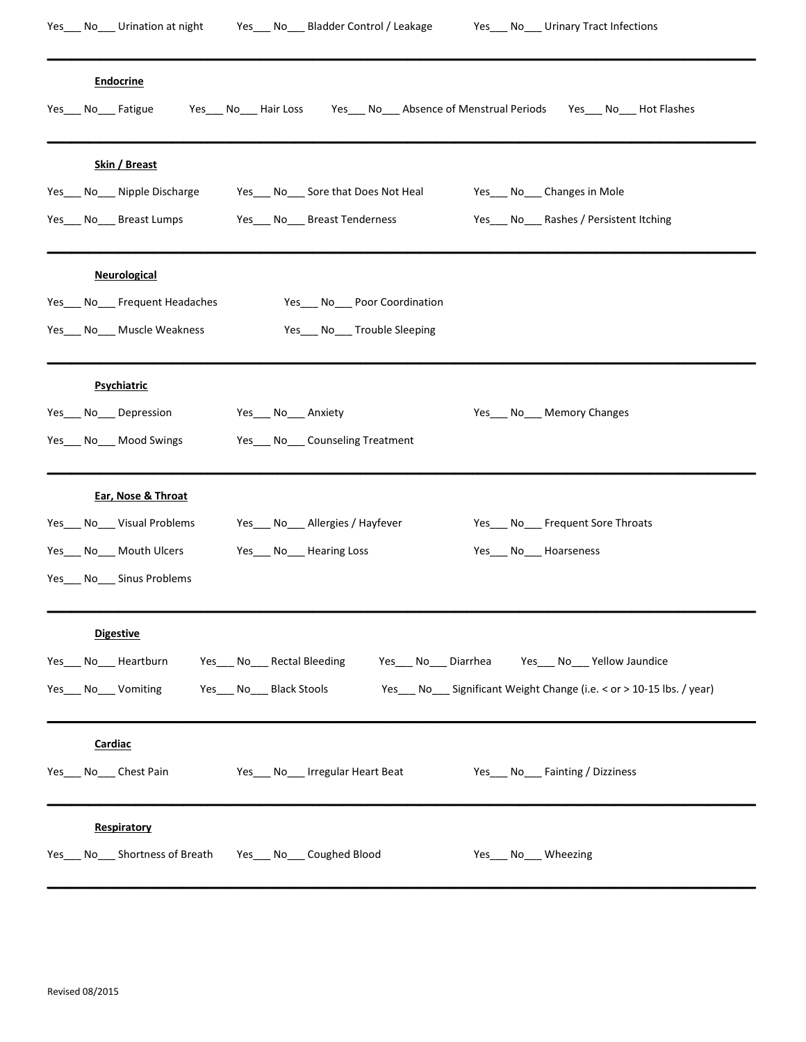Yes___ No___ Urination at night Yes___ No___ Bladder Control / Leakage Yes___ No___ Urinary Tract Infections

---

**Endocrine**

Yes___ No___ Fatigue Yes___ No___ Hair Loss Yes___ No___ Absence of Menstrual Periods Yes___ No___ Hot Flashes

---

**Skin / Breast**

Yes___ No___ Nipple Discharge Yes___ No___ Sore that Does Not Heal Yes___ No___ Changes in Mole

Yes___ No___ Breast Lumps Yes___ No___ Breast Tenderness Yes___ No___ Rashes / Persistent Itching

---

**Neurological**

Yes___ No___ Frequent Headaches Yes___ No___ Poor Coordination

Yes___ No___ Muscle Weakness Yes___ No___ Trouble Sleeping

---

**Psychiatric**

Yes___ No___ Depression Yes___ No___ Anxiety Yes___ No___ Memory Changes

Yes___ No___ Mood Swings Yes___ No___ Counseling Treatment

---

**Ear, Nose & Throat**

Yes___ No___ Visual Problems Yes___ No___ Allergies / Hayfever Yes___ No___ Frequent Sore Throats

Yes___ No___ Mouth Ulcers Yes___ No___ Hearing Loss Yes___ No___ Hoarseness

Yes___ No___ Sinus Problems

---

**Digestive**

Yes___ No___ Heartburn Yes___ No___ Rectal Bleeding Yes___ No___ Diarrhea Yes___ No___ Yellow Jaundice

Yes___ No___ Vomiting Yes___ No___ Black Stools Yes___ No___ Significant Weight Change (i.e. < or > 10-15 lbs. / year)

---

**Cardiac**

Yes___ No___ Chest Pain Yes___ No___ Irregular Heart Beat Yes___ No___ Fainting / Dizziness

---

**Respiratory**

Yes___ No___ Shortness of Breath Yes___ No___ Coughed Blood Yes___ No___ Wheezing

---

Revised 08/2015